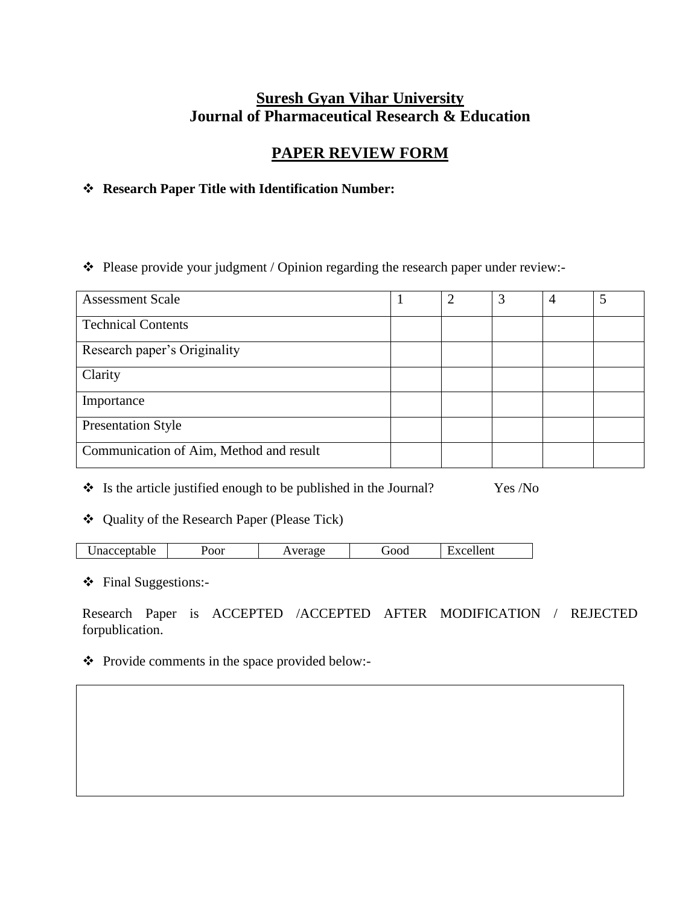# **Suresh Gyan Vihar University**
# **Journal of Pharmaceutical Research & Education**

## PAPER REVIEW FORM

- **Research Paper Title with Identification Number:**

- Please provide your judgment / Opinion regarding the research paper under review:-

| Assessment Scale | 1 | 2 | 3 | 4 | 5 |
|---|---|---|---|---|---|
| Technical Contents | | | | | |
| Research paper's Originality | | | | | |
| Clarity | | | | | |
| Importance | | | | | |
| Presentation Style | | | | | |
| Communication of Aim, Method and result | | | | | |

- Is the article justified enough to be published in the Journal? Yes /No

- Quality of the Research Paper (Please Tick)

| Unacceptable | Poor | Average | Good | Excellent |
|---|---|---|---|---|

- Final Suggestions:-

Research Paper is ACCEPTED /ACCEPTED AFTER MODIFICATION / REJECTED forpublication.

- Provide comments in the space provided below:-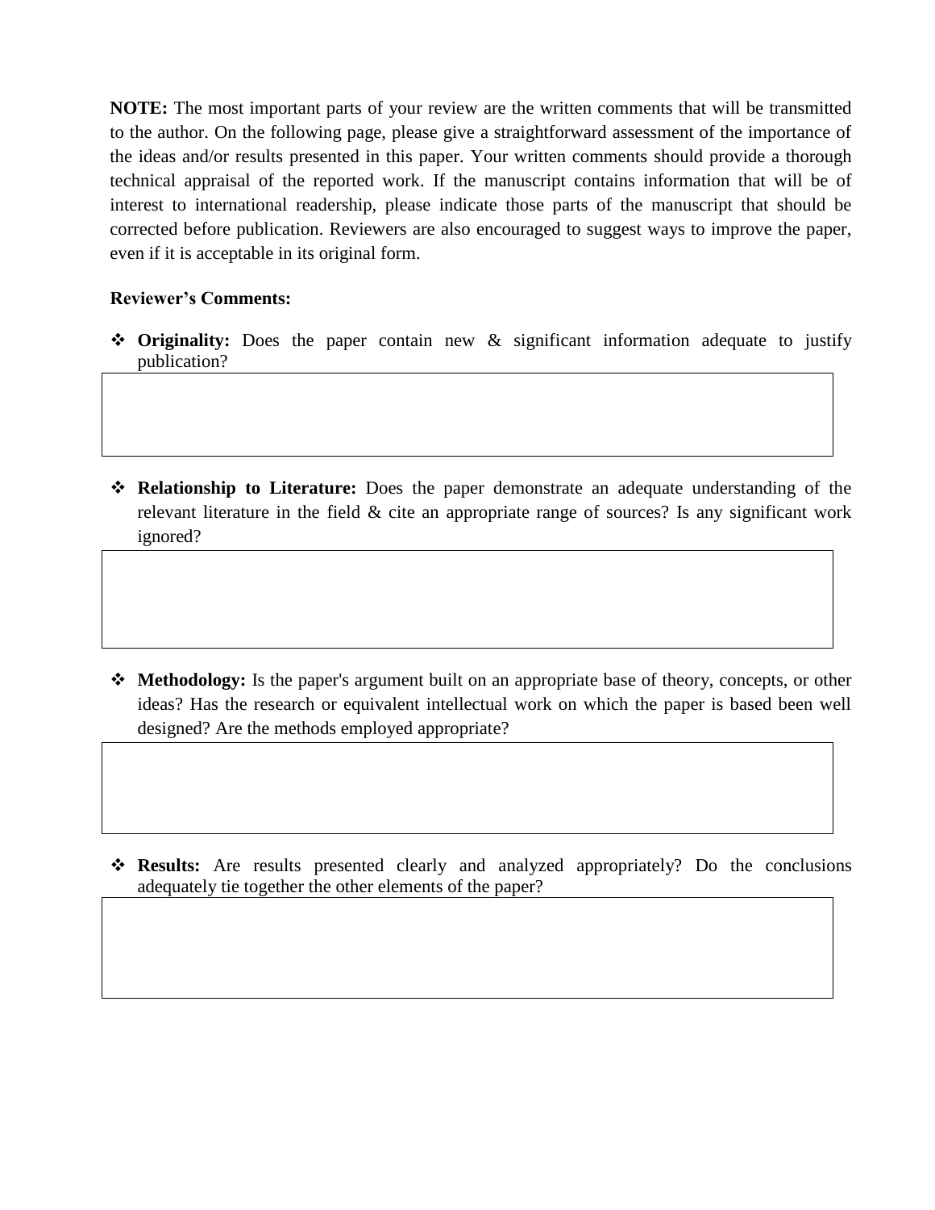**NOTE:** The most important parts of your review are the written comments that will be transmitted to the author. On the following page, please give a straightforward assessment of the importance of the ideas and/or results presented in this paper. Your written comments should provide a thorough technical appraisal of the reported work. If the manuscript contains information that will be of interest to international readership, please indicate those parts of the manuscript that should be corrected before publication. Reviewers are also encouraged to suggest ways to improve the paper, even if it is acceptable in its original form.

**Reviewer's Comments:**

- **Originality:** Does the paper contain new & significant information adequate to justify publication?

| |
|---|
| |

- **Relationship to Literature:** Does the paper demonstrate an adequate understanding of the relevant literature in the field & cite an appropriate range of sources? Is any significant work ignored?

| |
|---|
| |

- **Methodology:** Is the paper's argument built on an appropriate base of theory, concepts, or other ideas? Has the research or equivalent intellectual work on which the paper is based been well designed? Are the methods employed appropriate?

| |
|---|
| |

- **Results:** Are results presented clearly and analyzed appropriately? Do the conclusions adequately tie together the other elements of the paper?

| |
|---|
| |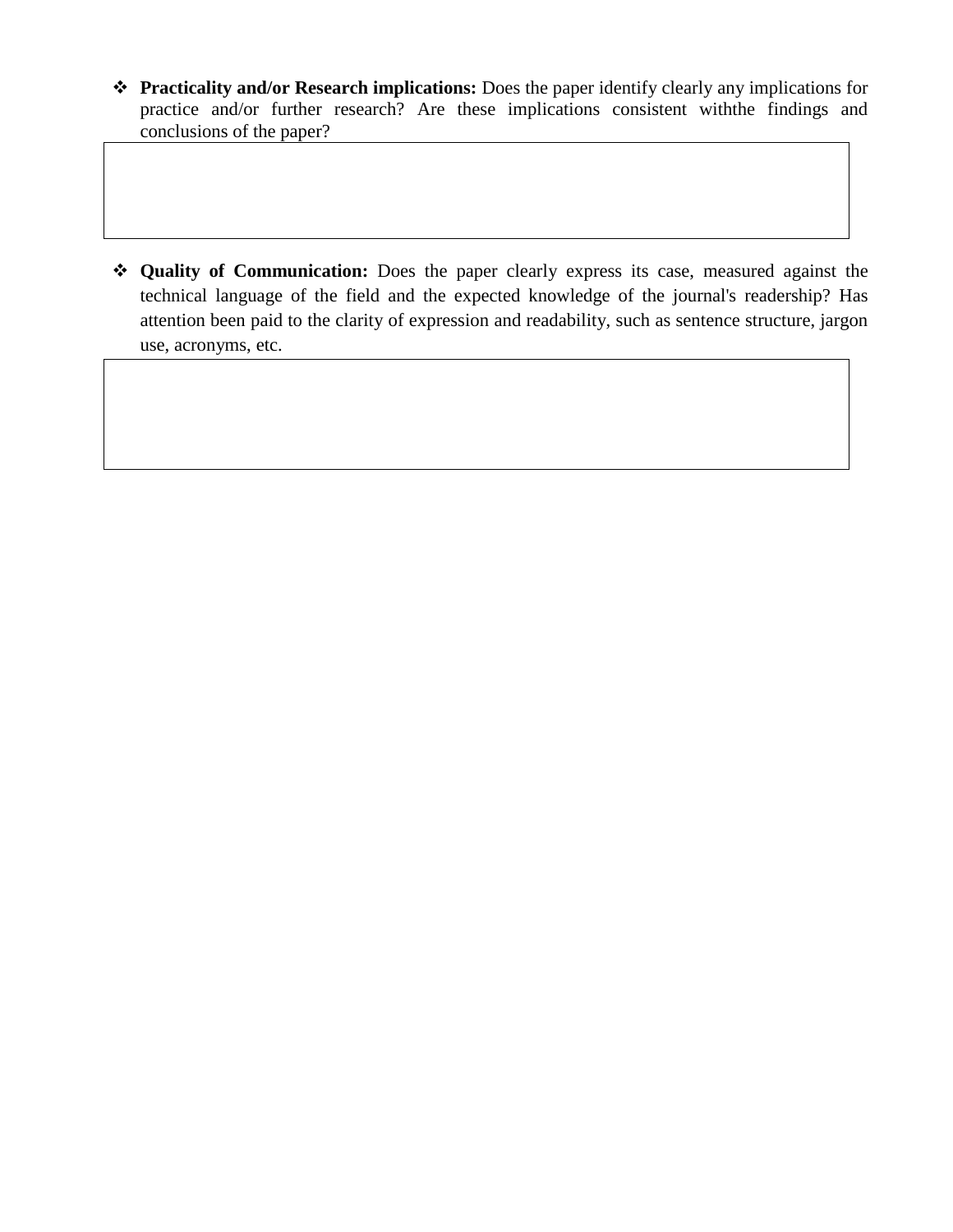- **Practicality and/or Research implications:** Does the paper identify clearly any implications for practice and/or further research? Are these implications consistent withthe findings and conclusions of the paper?

| |
|---|
| |

- **Quality of Communication:** Does the paper clearly express its case, measured against the technical language of the field and the expected knowledge of the journal's readership? Has attention been paid to the clarity of expression and readability, such as sentence structure, jargon use, acronyms, etc.

| |
|---|
| |